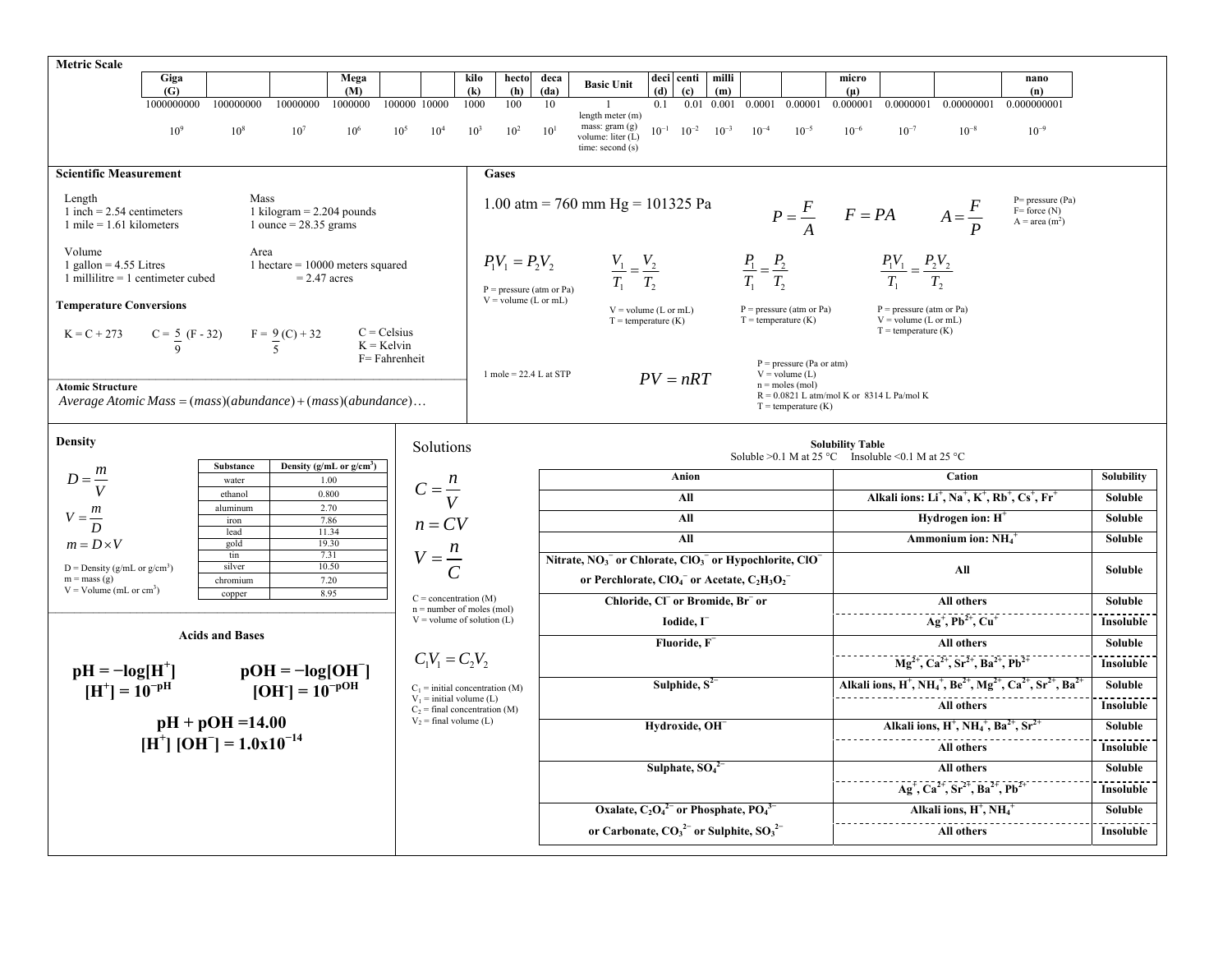## Metric Scale

| Giga (G) | | | Mega (M) | | | kilo (k) | hecto (h) | deca (da) | Basic Unit | deci (d) | centi (c) | milli (m) | | | micro (μ) | | | nano (n) |
|---|---|---|---|---|---|---|---|---|---|---|---|---|---|---|---|---|---|---|
| 1000000000 | 100000000 | 10000000 | 1000000 | 100000 | 10000 | 1000 | 100 | 10 | 1 | 0.1 | 0.01 | 0.001 | 0.0001 | 0.00001 | 0.000001 | 0.0000001 | 0.00000001 | 0.000000001 |
| $10^9$ | $10^8$ | $10^7$ | $10^6$ | $10^5$ | $10^4$ | $10^3$ | $10^2$ | $10^1$ | length meter (m) mass: gram (g) volume: liter (L) time: second (s) | $10^{-1}$ | $10^{-2}$ | $10^{-3}$ | $10^{-4}$ | $10^{-5}$ | $10^{-6}$ | $10^{-7}$ | $10^{-8}$ | $10^{-9}$ |

## Scientific Measurement

**Length**
1 inch = 2.54 centimeters
1 mile = 1.61 kilometers

**Mass**
1 kilogram = 2.204 pounds
1 ounce = 28.35 grams

**Volume**
1 gallon = 4.55 Litres
1 millilitre = 1 centimeter cubed

**Area**
1 hectare = 10000 meters squared
= 2.47 acres

### Temperature Conversions

$K = C + 273$ $\quad C = \frac{5}{9}(F - 32)$ $\quad F = \frac{9}{5}(C) + 32$

C = Celsius
K = Kelvin
F= Fahrenheit

### Atomic Structure

$$Average\ Atomic\ Mass = (mass)(abundance) + (mass)(abundance)\ldots$$

## Gases

1.00 atm = 760 mm Hg = 101325 Pa

$$P = \frac{F}{A} \qquad F = PA \qquad A = \frac{F}{P}$$

P= pressure (Pa)
F= force (N)
A = area ($m^2$)

$$P_1V_1 = P_2V_2$$

P = pressure (atm or Pa)
V = volume (L or mL)

$$\frac{V_1}{T_1} = \frac{V_2}{T_2}$$

V = volume (L or mL)
T = temperature (K)

$$\frac{P_1}{T_1} = \frac{P_2}{T_2}$$

P = pressure (atm or Pa)
T = temperature (K)

$$\frac{P_1V_1}{T_1} = \frac{P_2V_2}{T_2}$$

P = pressure (atm or Pa)
V = volume (L or mL)
T = temperature (K)

1 mole = 22.4 L at STP

$$PV = nRT$$

P = pressure (Pa or atm)
V = volume (L)
n = moles (mol)
R = 0.0821 L atm/mol K or 8314 L Pa/mol K
T = temperature (K)

## Density

$$D = \frac{m}{V} \qquad V = \frac{m}{D} \qquad m = D \times V$$

D = Density (g/mL or g/cm³)
m = mass (g)
V = Volume (mL or cm³)

| Substance | Density (g/mL or g/cm³) |
|---|---|
| water | 1.00 |
| ethanol | 0.800 |
| aluminum | 2.70 |
| iron | 7.86 |
| lead | 11.34 |
| gold | 19.30 |
| tin | 7.31 |
| silver | 10.50 |
| chromium | 7.20 |
| copper | 8.95 |

## Acids and Bases

**$pH = -\log[H^+]$** $\qquad$ **$pOH = -\log[OH^-]$**

**$[H^+] = 10^{-pH}$** $\qquad$ **$[OH^-] = 10^{-pOH}$**

**$pH + pOH = 14.00$**

**$[H^+]\,[OH^-] = 1.0\times10^{-14}$**

## Solutions

$$C = \frac{n}{V} \qquad n = CV \qquad V = \frac{n}{C}$$

C = concentration (M)
n = number of moles (mol)
V = volume of solution (L)

$$C_1V_1 = C_2V_2$$

$C_1$ = initial concentration (M)
$V_1$ = initial volume (L)
$C_2$ = final concentration (M)
$V_2$ = final volume (L)

### Solubility Table

Soluble >0.1 M at 25 °C $\quad$ Insoluble <0.1 M at 25 °C

| Anion | Cation | Solubility |
|---|---|---|
| All | Alkali ions: $Li^+$, $Na^+$, $K^+$, $Rb^+$, $Cs^+$, $Fr^+$ | Soluble |
| All | Hydrogen ion: $H^+$ | Soluble |
| All | Ammonium ion: $NH_4^+$ | Soluble |
| Nitrate, $NO_3^-$ or Chlorate, $ClO_3^-$ or Hypochlorite, $ClO^-$ or Perchlorate, $ClO_4^-$ or Acetate, $C_2H_3O_2^-$ | All | Soluble |
| Chloride, $Cl^-$ or Bromide, $Br^-$ or Iodide, $I^-$ | All others | Soluble |
| | $Ag^+$, $Pb^{2+}$, $Cu^+$ | Insoluble |
| Fluoride, $F^-$ | All others | Soluble |
| | $Mg^{2+}$, $Ca^{2+}$, $Sr^{2+}$, $Ba^{2+}$, $Pb^{2+}$ | Insoluble |
| Sulphide, $S^{2-}$ | Alkali ions, $H^+$, $NH_4^+$, $Be^{2+}$, $Mg^{2+}$, $Ca^{2+}$, $Sr^{2+}$, $Ba^{2+}$ | Soluble |
| | All others | Insoluble |
| Hydroxide, $OH^-$ | Alkali ions, $H^+$, $NH_4^+$, $Ba^{2+}$, $Sr^{2+}$ | Soluble |
| | All others | Insoluble |
| Sulphate, $SO_4^{2-}$ | All others | Soluble |
| | $Ag^+$, $Ca^{2+}$, $Sr^{2+}$, $Ba^{2+}$, $Pb^{2+}$ | Insoluble |
| Oxalate, $C_2O_4^{2-}$ or Phosphate, $PO_4^{3-}$ or Carbonate, $CO_3^{2-}$ or Sulphite, $SO_3^{2-}$ | Alkali ions, $H^+$, $NH_4^+$ | Soluble |
| | All others | Insoluble |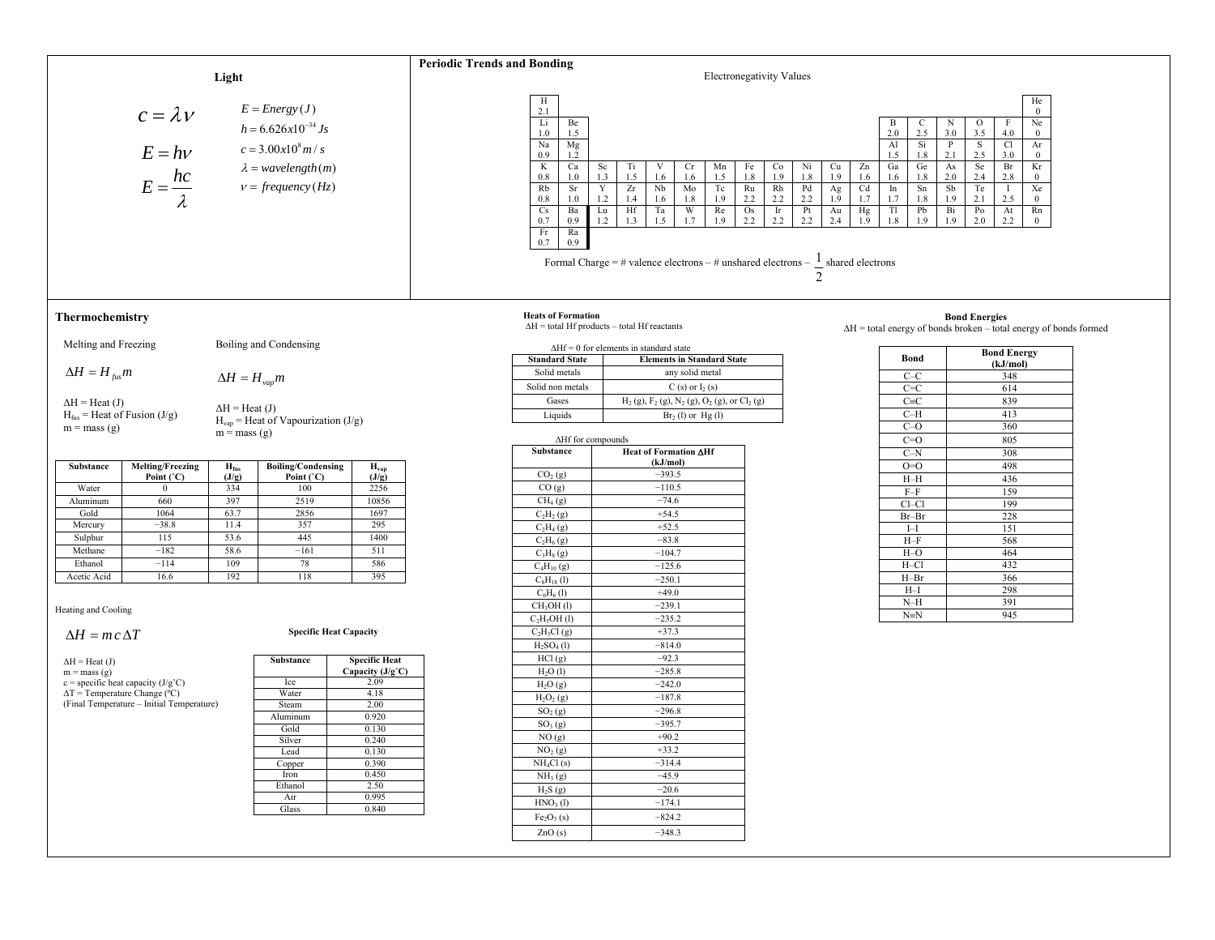## Light

$$c = \lambda \nu$$

$$E = h\nu$$

$$E = \frac{hc}{\lambda}$$

$E = Energy\,(J)$

$h = 6.626x10^{-34}\,Js$

$c = 3.00x10^{8}\,m/s$

$\lambda = wavelength\,(m)$

$\nu = frequency\,(Hz)$

## Periodic Trends and Bonding

Electronegativity Values

| | | | | | | | | | | | | | | | | | |
|---|---|---|---|---|---|---|---|---|---|---|---|---|---|---|---|---|---|
| H 2.1 | | | | | | | | | | | | | | | | | He 0 |
| Li 1.0 | Be 1.5 | | | | | | | | | | | B 2.0 | C 2.5 | N 3.0 | O 3.5 | F 4.0 | Ne 0 |
| Na 0.9 | Mg 1.2 | | | | | | | | | | | Al 1.5 | Si 1.8 | P 2.1 | S 2.5 | Cl 3.0 | Ar 0 |
| K 0.8 | Ca 1.0 | Sc 1.3 | Ti 1.5 | V 1.6 | Cr 1.6 | Mn 1.5 | Fe 1.8 | Co 1.9 | Ni 1.8 | Cu 1.9 | Zn 1.6 | Ga 1.6 | Ge 1.8 | As 2.0 | Se 2.4 | Br 2.8 | Kr 0 |
| Rb 0.8 | Sr 1.0 | Y 1.2 | Zr 1.4 | Nb 1.6 | Mo 1.8 | Tc 1.9 | Ru 2.2 | Rh 2.2 | Pd 2.2 | Ag 1.9 | Cd 1.7 | In 1.7 | Sn 1.8 | Sb 1.9 | Te 2.1 | I 2.5 | Xe 0 |
| Cs 0.7 | Ba 0.9 | Lu 1.2 | Hf 1.3 | Ta 1.5 | W 1.7 | Re 1.9 | Os 2.2 | Ir 2.2 | Pt 2.2 | Au 2.4 | Hg 1.9 | Tl 1.8 | Pb 1.9 | Bi 1.9 | Po 2.0 | At 2.2 | Rn 0 |
| Fr 0.7 | Ra 0.9 | | | | | | | | | | | | | | | | |

$$\text{Formal Charge} = \#\text{ valence electrons} - \#\text{ unshared electrons} - \frac{1}{2}\text{ shared electrons}$$

## Thermochemistry

**Melting and Freezing**

$$\Delta H = H_{fus}m$$

ΔH = Heat (J)
$H_{fus}$ = Heat of Fusion (J/g)
m = mass (g)

**Boiling and Condensing**

$$\Delta H = H_{vap}m$$

ΔH = Heat (J)
$H_{vap}$ = Heat of Vapourization (J/g)
m = mass (g)

| Substance | Melting/Freezing Point (°C) | $H_{fus}$ (J/g) | Boiling/Condensing Point (°C) | $H_{vap}$ (J/g) |
|---|---|---|---|---|
| Water | 0 | 334 | 100 | 2256 |
| Aluminum | 660 | 397 | 2519 | 10856 |
| Gold | 1064 | 63.7 | 2856 | 1697 |
| Mercury | −38.8 | 11.4 | 357 | 295 |
| Sulphur | 115 | 53.6 | 445 | 1400 |
| Methane | −182 | 58.6 | −161 | 511 |
| Ethanol | −114 | 109 | 78 | 586 |
| Acetic Acid | 16.6 | 192 | 118 | 395 |

**Heating and Cooling**

$$\Delta H = mc\Delta T$$

ΔH = Heat (J)
m = mass (g)
c = specific heat capacity (J/g°C)
ΔT = Temperature Change (°C)
(Final Temperature – Initial Temperature)

**Specific Heat Capacity**

| Substance | Specific Heat Capacity (J/g°C) |
|---|---|
| Ice | 2.09 |
| Water | 4.18 |
| Steam | 2.00 |
| Aluminum | 0.920 |
| Gold | 0.130 |
| Silver | 0.240 |
| Lead | 0.130 |
| Copper | 0.390 |
| Iron | 0.450 |
| Ethanol | 2.50 |
| Air | 0.995 |
| Glass | 0.840 |

### Heats of Formation

ΔH = total Hf products – total Hf reactants

ΔHf = 0 for elements in standard state

| Standard State | Elements in Standard State |
|---|---|
| Solid metals | any solid metal |
| Solid non metals | C (s) or $I_2$ (s) |
| Gases | $H_2$ (g), $F_2$ (g), $N_2$ (g), $O_2$ (g), or $Cl_2$ (g) |
| Liquids | $Br_2$ (l) or Hg (l) |

ΔHf for compounds

| Substance | Heat of Formation ΔHf (kJ/mol) |
|---|---|
| $CO_2$ (g) | −393.5 |
| CO (g) | −110.5 |
| $CH_4$ (g) | −74.6 |
| $C_2H_2$ (g) | +54.5 |
| $C_2H_4$ (g) | +52.5 |
| $C_2H_6$ (g) | −83.8 |
| $C_3H_8$ (g) | −104.7 |
| $C_4H_{10}$ (g) | −125.6 |
| $C_8H_{18}$ (l) | −250.1 |
| $C_6H_6$ (l) | +49.0 |
| $CH_3OH$ (l) | −239.1 |
| $C_2H_5OH$ (l) | −235.2 |
| $C_2H_3Cl$ (g) | +37.3 |
| $H_2SO_4$ (l) | −814.0 |
| HCl (g) | −92.3 |
| $H_2O$ (l) | −285.8 |
| $H_2O$ (g) | −242.0 |
| $H_2O_2$ (g) | −187.8 |
| $SO_2$ (g) | −296.8 |
| $SO_3$ (g) | −395.7 |
| NO (g) | +90.2 |
| $NO_2$ (g) | +33.2 |
| $NH_4Cl$ (s) | −314.4 |
| $NH_3$ (g) | −45.9 |
| $H_2S$ (g) | −20.6 |
| $HNO_3$ (l) | −174.1 |
| $Fe_2O_3$ (s) | −824.2 |
| ZnO (s) | −348.3 |

### Bond Energies

ΔH = total energy of bonds broken – total energy of bonds formed

| Bond | Bond Energy (kJ/mol) |
|---|---|
| C–C | 348 |
| C=C | 614 |
| C≡C | 839 |
| C–H | 413 |
| C–O | 360 |
| C=O | 805 |
| C–N | 308 |
| O=O | 498 |
| H–H | 436 |
| F–F | 159 |
| Cl–Cl | 199 |
| Br–Br | 228 |
| I–I | 151 |
| H–F | 568 |
| H–O | 464 |
| H–Cl | 432 |
| H–Br | 366 |
| H–I | 298 |
| N–H | 391 |
| N≡N | 945 |